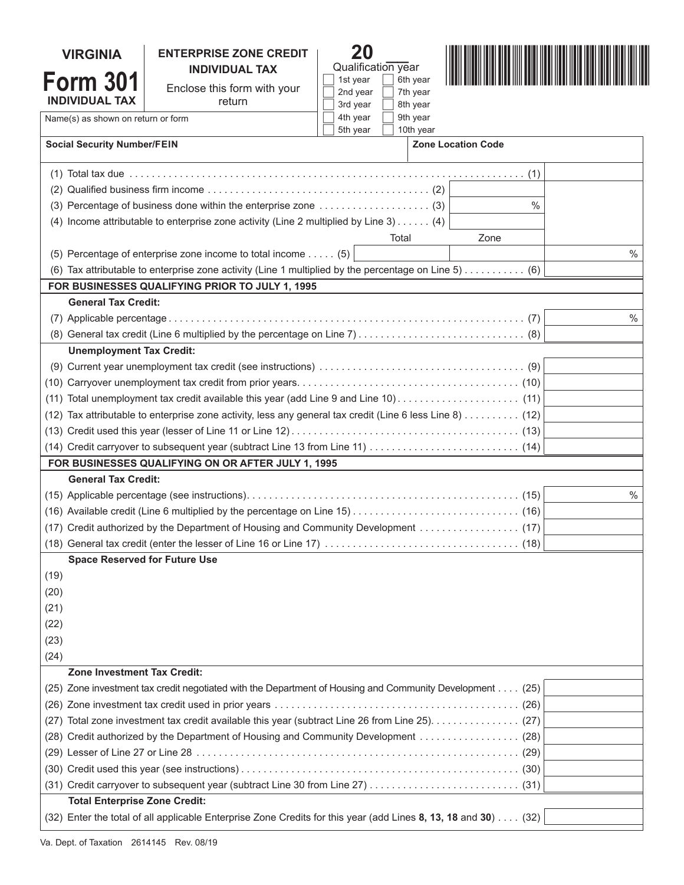# VIRGINIA Form 301 INDIVIDUAL TAX

## ENTERPRISE ZONE CREDIT INDIVIDUAL TAX

Enclose this form with your return

**20___**
Qualification year

- [ ] 1st year
- [ ] 2nd year
- [ ] 3rd year
- [ ] 4th year
- [ ] 5th year
- [ ] 6th year
- [ ] 7th year
- [ ] 8th year
- [ ] 9th year
- [ ] 10th year

Name(s) as shown on return or form

**Social Security Number/FEIN**

**Zone Location Code**

| Line | | | |
|---|---|---|---|
| (1) Total tax due (1) | | | |
| (2) Qualified business firm income (2) | | | |
| (3) Percentage of business done within the enterprise zone (3) | | % | |
| (4) Income attributable to enterprise zone activity (Line 2 multiplied by Line 3) (4) | | | |
| | Total | Zone | |
| (5) Percentage of enterprise zone income to total income (5) | | | % |
| (6) Tax attributable to enterprise zone activity (Line 1 multiplied by the percentage on Line 5) (6) | | | |

**FOR BUSINESSES QUALIFYING PRIOR TO JULY 1, 1995**

**General Tax Credit:**

| Line | Amount |
|---|---|
| (7) Applicable percentage (7) | % |
| (8) General tax credit (Line 6 multiplied by the percentage on Line 7) (8) | |

**Unemployment Tax Credit:**

| Line | Amount |
|---|---|
| (9) Current year unemployment tax credit (see instructions) (9) | |
| (10) Carryover unemployment tax credit from prior years (10) | |
| (11) Total unemployment tax credit available this year (add Line 9 and Line 10) (11) | |
| (12) Tax attributable to enterprise zone activity, less any general tax credit (Line 6 less Line 8) (12) | |
| (13) Credit used this year (lesser of Line 11 or Line 12) (13) | |
| (14) Credit carryover to subsequent year (subtract Line 13 from Line 11) (14) | |

**FOR BUSINESSES QUALIFYING ON OR AFTER JULY 1, 1995**

**General Tax Credit:**

| Line | Amount |
|---|---|
| (15) Applicable percentage (see instructions) (15) | % |
| (16) Available credit (Line 6 multiplied by the percentage on Line 15) (16) | |
| (17) Credit authorized by the Department of Housing and Community Development (17) | |
| (18) General tax credit (enter the lesser of Line 16 or Line 17) (18) | |

**Space Reserved for Future Use**

(19)
(20)
(21)
(22)
(23)
(24)

**Zone Investment Tax Credit:**

| Line | Amount |
|---|---|
| (25) Zone investment tax credit negotiated with the Department of Housing and Community Development (25) | |
| (26) Zone investment tax credit used in prior years (26) | |
| (27) Total zone investment tax credit available this year (subtract Line 26 from Line 25) (27) | |
| (28) Credit authorized by the Department of Housing and Community Development (28) | |
| (29) Lesser of Line 27 or Line 28 (29) | |
| (30) Credit used this year (see instructions) (30) | |
| (31) Credit carryover to subsequent year (subtract Line 30 from Line 27) (31) | |

**Total Enterprise Zone Credit:**

| Line | Amount |
|---|---|
| (32) Enter the total of all applicable Enterprise Zone Credits for this year (add Lines **8, 13, 18** and **30**) (32) | |

Va. Dept. of Taxation 2614145 Rev. 08/19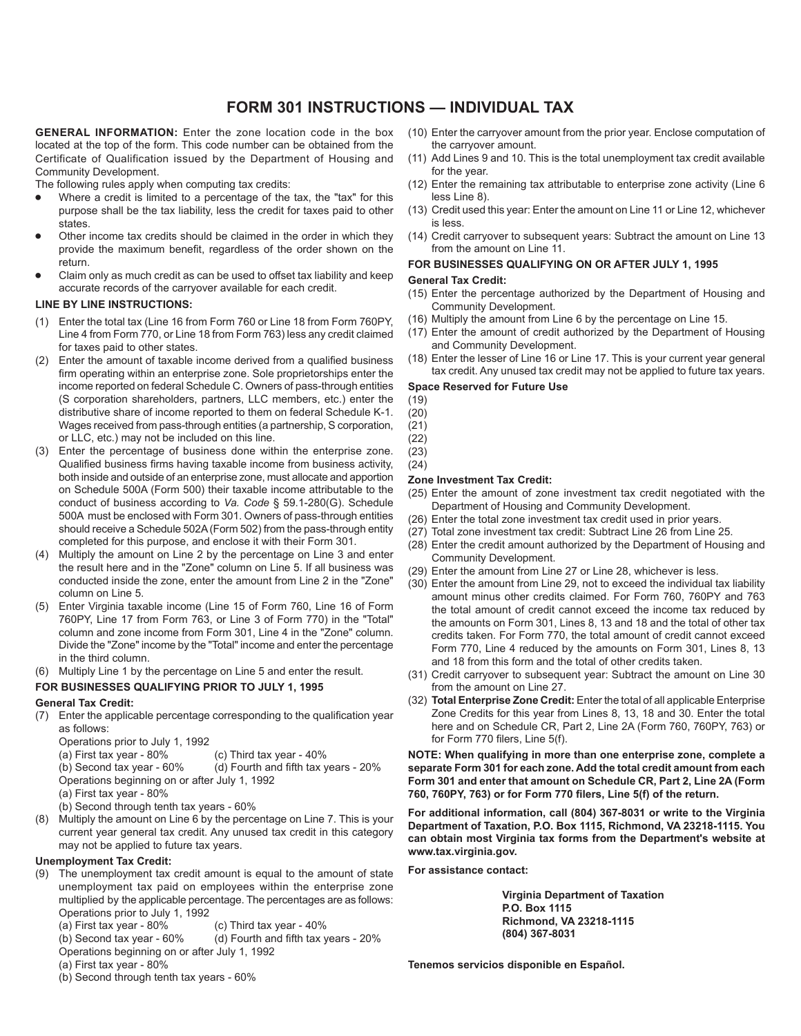# FORM 301 INSTRUCTIONS — INDIVIDUAL TAX

**GENERAL INFORMATION:** Enter the zone location code in the box located at the top of the form. This code number can be obtained from the Certificate of Qualification issued by the Department of Housing and Community Development.

The following rules apply when computing tax credits:

- Where a credit is limited to a percentage of the tax, the "tax" for this purpose shall be the tax liability, less the credit for taxes paid to other states.
- Other income tax credits should be claimed in the order in which they provide the maximum benefit, regardless of the order shown on the return.
- Claim only as much credit as can be used to offset tax liability and keep accurate records of the carryover available for each credit.

**LINE BY LINE INSTRUCTIONS:**

(1) Enter the total tax (Line 16 from Form 760 or Line 18 from Form 760PY, Line 4 from Form 770, or Line 18 from Form 763) less any credit claimed for taxes paid to other states.

(2) Enter the amount of taxable income derived from a qualified business firm operating within an enterprise zone. Sole proprietorships enter the income reported on federal Schedule C. Owners of pass-through entities (S corporation shareholders, partners, LLC members, etc.) enter the distributive share of income reported to them on federal Schedule K-1. Wages received from pass-through entities (a partnership, S corporation, or LLC, etc.) may not be included on this line.

(3) Enter the percentage of business done within the enterprise zone. Qualified business firms having taxable income from business activity, both inside and outside of an enterprise zone, must allocate and apportion on Schedule 500A (Form 500) their taxable income attributable to the conduct of business according to *Va. Code* § 59.1-280(G). Schedule 500A must be enclosed with Form 301. Owners of pass-through entities should receive a Schedule 502A (Form 502) from the pass-through entity completed for this purpose, and enclose it with their Form 301.

(4) Multiply the amount on Line 2 by the percentage on Line 3 and enter the result here and in the "Zone" column on Line 5. If all business was conducted inside the zone, enter the amount from Line 2 in the "Zone" column on Line 5.

(5) Enter Virginia taxable income (Line 15 of Form 760, Line 16 of Form 760PY, Line 17 from Form 763, or Line 3 of Form 770) in the "Total" column and zone income from Form 301, Line 4 in the "Zone" column. Divide the "Zone" income by the "Total" income and enter the percentage in the third column.

(6) Multiply Line 1 by the percentage on Line 5 and enter the result.

**FOR BUSINESSES QUALIFYING PRIOR TO JULY 1, 1995**

**General Tax Credit:**

(7) Enter the applicable percentage corresponding to the qualification year as follows:

Operations prior to July 1, 1992
(a) First tax year - 80%
(b) Second tax year - 60%
(c) Third tax year - 40%
(d) Fourth and fifth tax years - 20%

Operations beginning on or after July 1, 1992
(a) First tax year - 80%
(b) Second through tenth tax years - 60%

(8) Multiply the amount on Line 6 by the percentage on Line 7. This is your current year general tax credit. Any unused tax credit in this category may not be applied to future tax years.

**Unemployment Tax Credit:**

(9) The unemployment tax credit amount is equal to the amount of state unemployment tax paid on employees within the enterprise zone multiplied by the applicable percentage. The percentages are as follows:

Operations prior to July 1, 1992
(a) First tax year - 80%
(b) Second tax year - 60%
(c) Third tax year - 40%
(d) Fourth and fifth tax years - 20%

Operations beginning on or after July 1, 1992
(a) First tax year - 80%
(b) Second through tenth tax years - 60%

(10) Enter the carryover amount from the prior year. Enclose computation of the carryover amount.

(11) Add Lines 9 and 10. This is the total unemployment tax credit available for the year.

(12) Enter the remaining tax attributable to enterprise zone activity (Line 6 less Line 8).

(13) Credit used this year: Enter the amount on Line 11 or Line 12, whichever is less.

(14) Credit carryover to subsequent years: Subtract the amount on Line 13 from the amount on Line 11.

**FOR BUSINESSES QUALIFYING ON OR AFTER JULY 1, 1995**

**General Tax Credit:**

(15) Enter the percentage authorized by the Department of Housing and Community Development.

(16) Multiply the amount from Line 6 by the percentage on Line 15.

(17) Enter the amount of credit authorized by the Department of Housing and Community Development.

(18) Enter the lesser of Line 16 or Line 17. This is your current year general tax credit. Any unused tax credit may not be applied to future tax years.

**Space Reserved for Future Use**

(19)
(20)
(21)
(22)
(23)
(24)

**Zone Investment Tax Credit:**

(25) Enter the amount of zone investment tax credit negotiated with the Department of Housing and Community Development.

(26) Enter the total zone investment tax credit used in prior years.

(27) Total zone investment tax credit: Subtract Line 26 from Line 25.

(28) Enter the credit amount authorized by the Department of Housing and Community Development.

(29) Enter the amount from Line 27 or Line 28, whichever is less.

(30) Enter the amount from Line 29, not to exceed the individual tax liability amount minus other credits claimed. For Form 760, 760PY and 763 the total amount of credit cannot exceed the income tax reduced by the amounts on Form 301, Lines 8, 13 and 18 and the total of other tax credits taken. For Form 770, the total amount of credit cannot exceed Form 770, Line 4 reduced by the amounts on Form 301, Lines 8, 13 and 18 from this form and the total of other credits taken.

(31) Credit carryover to subsequent year: Subtract the amount on Line 30 from the amount on Line 27.

(32) **Total Enterprise Zone Credit:** Enter the total of all applicable Enterprise Zone Credits for this year from Lines 8, 13, 18 and 30. Enter the total here and on Schedule CR, Part 2, Line 2A (Form 760, 760PY, 763) or for Form 770 filers, Line 5(f).

**NOTE: When qualifying in more than one enterprise zone, complete a separate Form 301 for each zone. Add the total credit amount from each Form 301 and enter that amount on Schedule CR, Part 2, Line 2A (Form 760, 760PY, 763) or for Form 770 filers, Line 5(f) of the return.**

**For additional information, call (804) 367-8031 or write to the Virginia Department of Taxation, P.O. Box 1115, Richmond, VA 23218-1115. You can obtain most Virginia tax forms from the Department's website at www.tax.virginia.gov.**

**For assistance contact:**

**Virginia Department of Taxation**
**P.O. Box 1115**
**Richmond, VA 23218-1115**
**(804) 367-8031**

**Tenemos servicios disponible en Español.**